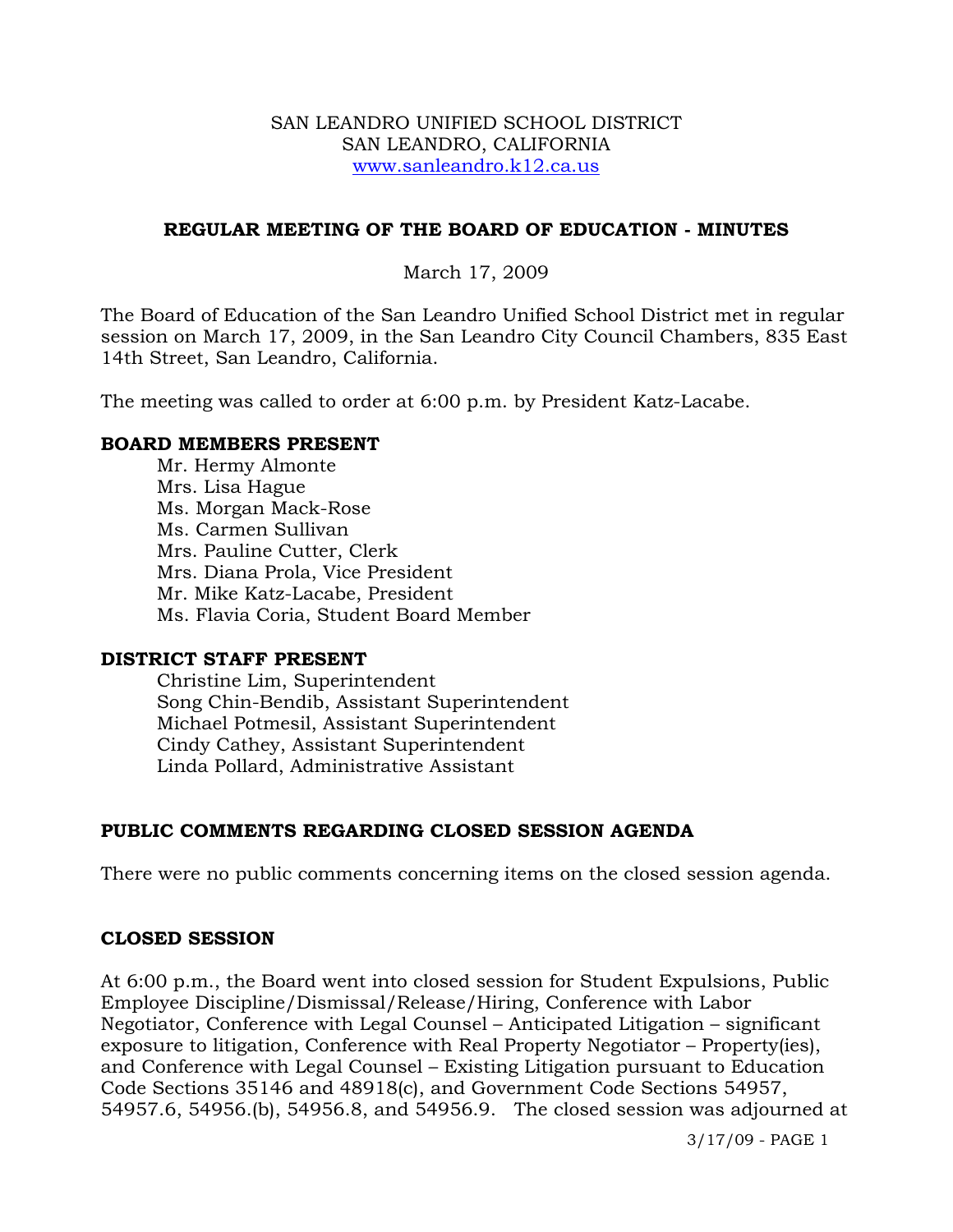SAN LEANDRO UNIFIED SCHOOL DISTRICT
SAN LEANDRO, CALIFORNIA
www.sanleandro.k12.ca.us

## REGULAR MEETING OF THE BOARD OF EDUCATION - MINUTES

March 17, 2009

The Board of Education of the San Leandro Unified School District met in regular session on March 17, 2009, in the San Leandro City Council Chambers, 835 East 14th Street, San Leandro, California.

The meeting was called to order at 6:00 p.m. by President Katz-Lacabe.

### BOARD MEMBERS PRESENT

Mr. Hermy Almonte
Mrs. Lisa Hague
Ms. Morgan Mack-Rose
Ms. Carmen Sullivan
Mrs. Pauline Cutter, Clerk
Mrs. Diana Prola, Vice President
Mr. Mike Katz-Lacabe, President
Ms. Flavia Coria, Student Board Member

### DISTRICT STAFF PRESENT

Christine Lim, Superintendent
Song Chin-Bendib, Assistant Superintendent
Michael Potmesil, Assistant Superintendent
Cindy Cathey, Assistant Superintendent
Linda Pollard, Administrative Assistant

### PUBLIC COMMENTS REGARDING CLOSED SESSION AGENDA

There were no public comments concerning items on the closed session agenda.

### CLOSED SESSION

At 6:00 p.m., the Board went into closed session for Student Expulsions, Public Employee Discipline/Dismissal/Release/Hiring, Conference with Labor Negotiator, Conference with Legal Counsel – Anticipated Litigation – significant exposure to litigation, Conference with Real Property Negotiator – Property(ies), and Conference with Legal Counsel – Existing Litigation pursuant to Education Code Sections 35146 and 48918(c), and Government Code Sections 54957, 54957.6, 54956.(b), 54956.8, and 54956.9. The closed session was adjourned at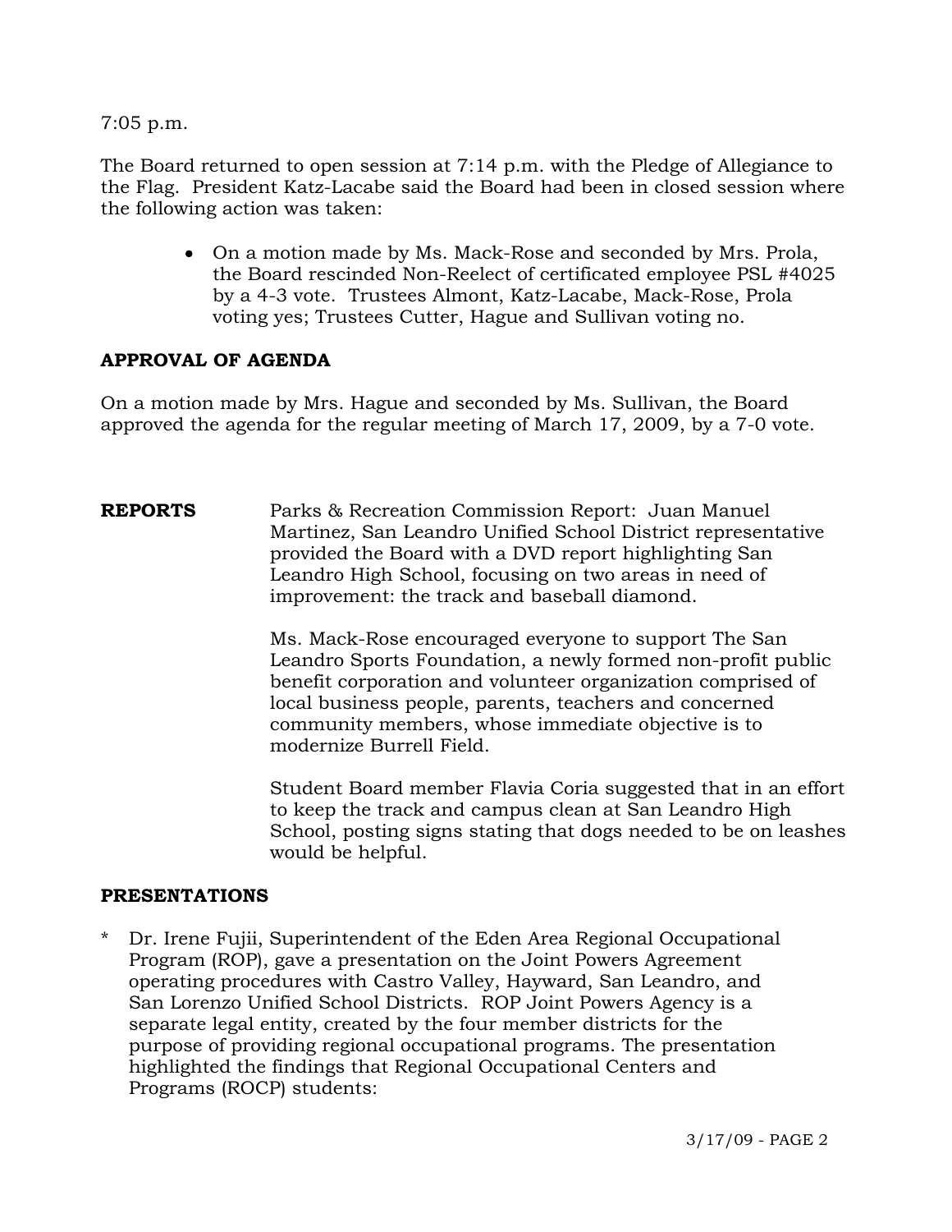7:05 p.m.

The Board returned to open session at 7:14 p.m. with the Pledge of Allegiance to the Flag. President Katz-Lacabe said the Board had been in closed session where the following action was taken:

- On a motion made by Ms. Mack-Rose and seconded by Mrs. Prola, the Board rescinded Non-Reelect of certificated employee PSL #4025 by a 4-3 vote. Trustees Almont, Katz-Lacabe, Mack-Rose, Prola voting yes; Trustees Cutter, Hague and Sullivan voting no.

**APPROVAL OF AGENDA**

On a motion made by Mrs. Hague and seconded by Ms. Sullivan, the Board approved the agenda for the regular meeting of March 17, 2009, by a 7-0 vote.

**REPORTS**

Parks & Recreation Commission Report: Juan Manuel Martinez, San Leandro Unified School District representative provided the Board with a DVD report highlighting San Leandro High School, focusing on two areas in need of improvement: the track and baseball diamond.

Ms. Mack-Rose encouraged everyone to support The San Leandro Sports Foundation, a newly formed non-profit public benefit corporation and volunteer organization comprised of local business people, parents, teachers and concerned community members, whose immediate objective is to modernize Burrell Field.

Student Board member Flavia Coria suggested that in an effort to keep the track and campus clean at San Leandro High School, posting signs stating that dogs needed to be on leashes would be helpful.

**PRESENTATIONS**

\* Dr. Irene Fujii, Superintendent of the Eden Area Regional Occupational Program (ROP), gave a presentation on the Joint Powers Agreement operating procedures with Castro Valley, Hayward, San Leandro, and San Lorenzo Unified School Districts. ROP Joint Powers Agency is a separate legal entity, created by the four member districts for the purpose of providing regional occupational programs. The presentation highlighted the findings that Regional Occupational Centers and Programs (ROCP) students: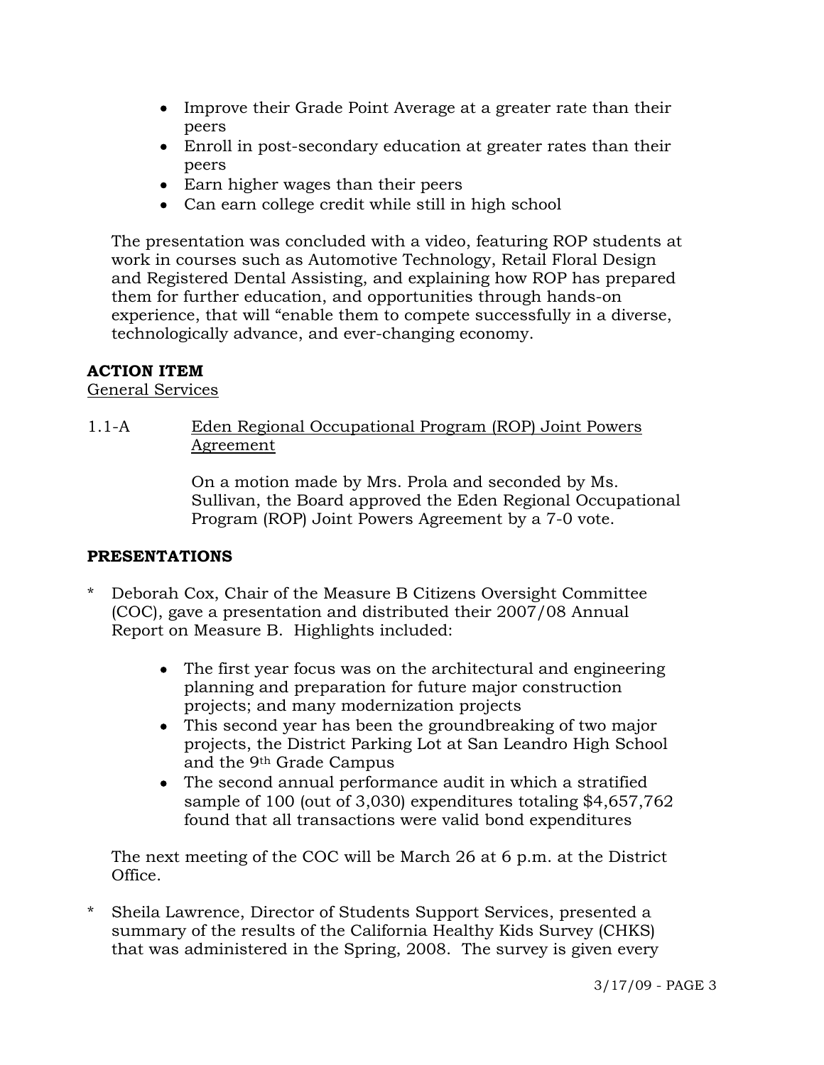- Improve their Grade Point Average at a greater rate than their peers
- Enroll in post-secondary education at greater rates than their peers
- Earn higher wages than their peers
- Can earn college credit while still in high school

The presentation was concluded with a video, featuring ROP students at work in courses such as Automotive Technology, Retail Floral Design and Registered Dental Assisting, and explaining how ROP has prepared them for further education, and opportunities through hands-on experience, that will "enable them to compete successfully in a diverse, technologically advance, and ever-changing economy.

**ACTION ITEM**

General Services

1.1-A Eden Regional Occupational Program (ROP) Joint Powers Agreement

On a motion made by Mrs. Prola and seconded by Ms. Sullivan, the Board approved the Eden Regional Occupational Program (ROP) Joint Powers Agreement by a 7-0 vote.

**PRESENTATIONS**

\* Deborah Cox, Chair of the Measure B Citizens Oversight Committee (COC), gave a presentation and distributed their 2007/08 Annual Report on Measure B. Highlights included:

- The first year focus was on the architectural and engineering planning and preparation for future major construction projects; and many modernization projects
- This second year has been the groundbreaking of two major projects, the District Parking Lot at San Leandro High School and the 9th Grade Campus
- The second annual performance audit in which a stratified sample of 100 (out of 3,030) expenditures totaling $4,657,762 found that all transactions were valid bond expenditures

The next meeting of the COC will be March 26 at 6 p.m. at the District Office.

\* Sheila Lawrence, Director of Students Support Services, presented a summary of the results of the California Healthy Kids Survey (CHKS) that was administered in the Spring, 2008. The survey is given every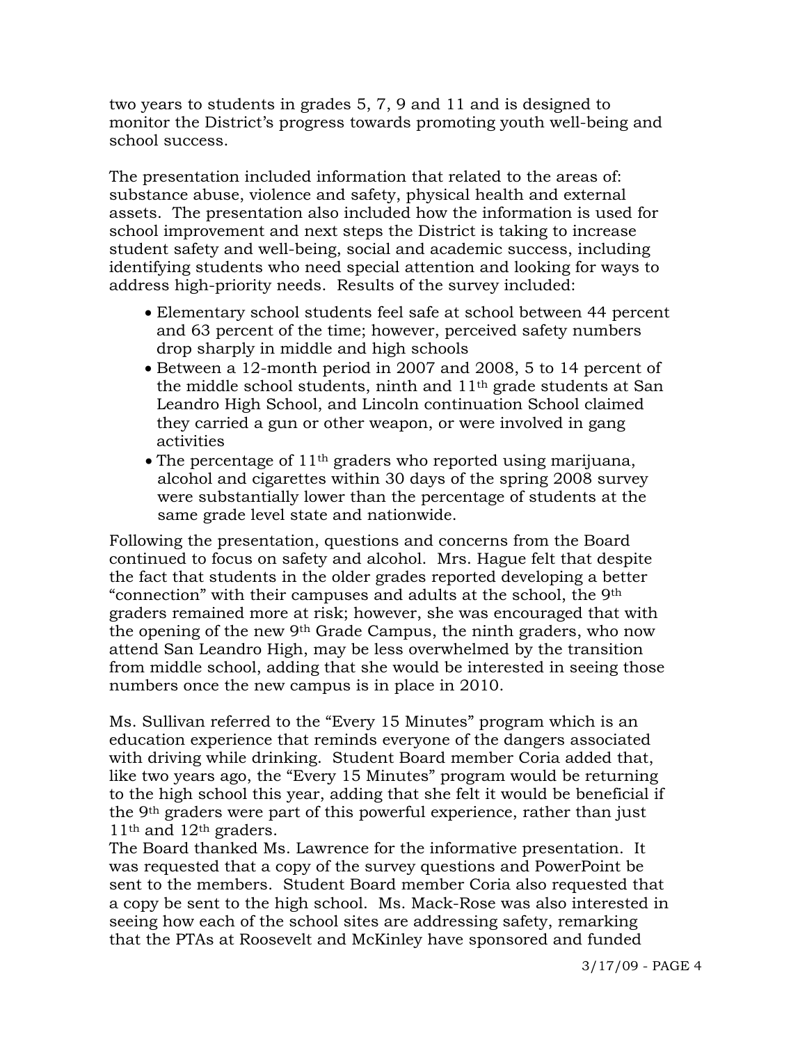two years to students in grades 5, 7, 9 and 11 and is designed to monitor the District's progress towards promoting youth well-being and school success.

The presentation included information that related to the areas of: substance abuse, violence and safety, physical health and external assets. The presentation also included how the information is used for school improvement and next steps the District is taking to increase student safety and well-being, social and academic success, including identifying students who need special attention and looking for ways to address high-priority needs. Results of the survey included:

- Elementary school students feel safe at school between 44 percent and 63 percent of the time; however, perceived safety numbers drop sharply in middle and high schools
- Between a 12-month period in 2007 and 2008, 5 to 14 percent of the middle school students, ninth and 11th grade students at San Leandro High School, and Lincoln continuation School claimed they carried a gun or other weapon, or were involved in gang activities
- The percentage of 11th graders who reported using marijuana, alcohol and cigarettes within 30 days of the spring 2008 survey were substantially lower than the percentage of students at the same grade level state and nationwide.

Following the presentation, questions and concerns from the Board continued to focus on safety and alcohol. Mrs. Hague felt that despite the fact that students in the older grades reported developing a better "connection" with their campuses and adults at the school, the 9th graders remained more at risk; however, she was encouraged that with the opening of the new 9th Grade Campus, the ninth graders, who now attend San Leandro High, may be less overwhelmed by the transition from middle school, adding that she would be interested in seeing those numbers once the new campus is in place in 2010.

Ms. Sullivan referred to the "Every 15 Minutes" program which is an education experience that reminds everyone of the dangers associated with driving while drinking. Student Board member Coria added that, like two years ago, the "Every 15 Minutes" program would be returning to the high school this year, adding that she felt it would be beneficial if the 9th graders were part of this powerful experience, rather than just 11th and 12th graders.

The Board thanked Ms. Lawrence for the informative presentation. It was requested that a copy of the survey questions and PowerPoint be sent to the members. Student Board member Coria also requested that a copy be sent to the high school. Ms. Mack-Rose was also interested in seeing how each of the school sites are addressing safety, remarking that the PTAs at Roosevelt and McKinley have sponsored and funded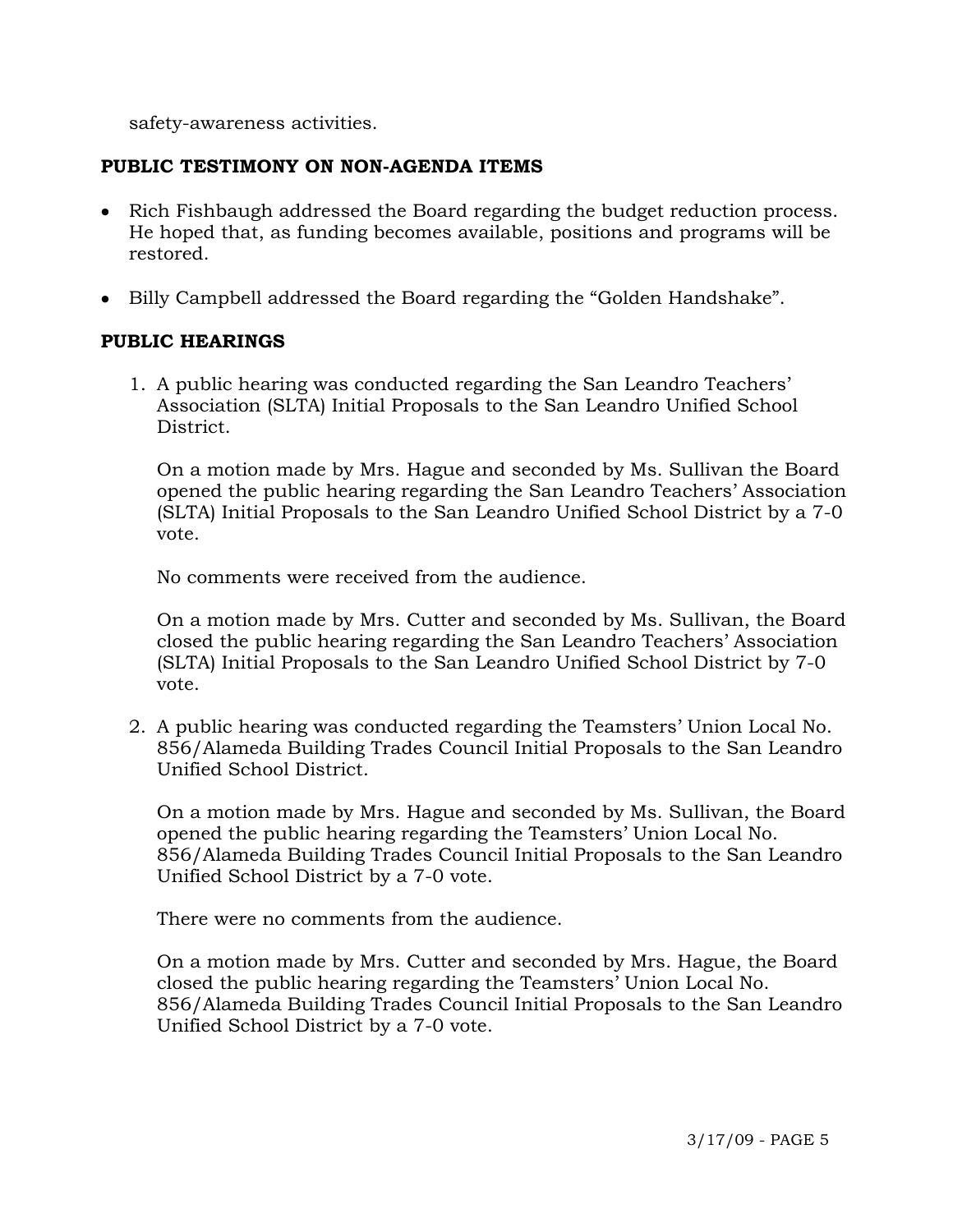safety-awareness activities.

**PUBLIC TESTIMONY ON NON-AGENDA ITEMS**

- Rich Fishbaugh addressed the Board regarding the budget reduction process. He hoped that, as funding becomes available, positions and programs will be restored.
- Billy Campbell addressed the Board regarding the "Golden Handshake".

**PUBLIC HEARINGS**

1. A public hearing was conducted regarding the San Leandro Teachers' Association (SLTA) Initial Proposals to the San Leandro Unified School District.

   On a motion made by Mrs. Hague and seconded by Ms. Sullivan the Board opened the public hearing regarding the San Leandro Teachers' Association (SLTA) Initial Proposals to the San Leandro Unified School District by a 7-0 vote.

   No comments were received from the audience.

   On a motion made by Mrs. Cutter and seconded by Ms. Sullivan, the Board closed the public hearing regarding the San Leandro Teachers' Association (SLTA) Initial Proposals to the San Leandro Unified School District by 7-0 vote.

2. A public hearing was conducted regarding the Teamsters' Union Local No. 856/Alameda Building Trades Council Initial Proposals to the San Leandro Unified School District.

   On a motion made by Mrs. Hague and seconded by Ms. Sullivan, the Board opened the public hearing regarding the Teamsters' Union Local No. 856/Alameda Building Trades Council Initial Proposals to the San Leandro Unified School District by a 7-0 vote.

   There were no comments from the audience.

   On a motion made by Mrs. Cutter and seconded by Mrs. Hague, the Board closed the public hearing regarding the Teamsters' Union Local No. 856/Alameda Building Trades Council Initial Proposals to the San Leandro Unified School District by a 7-0 vote.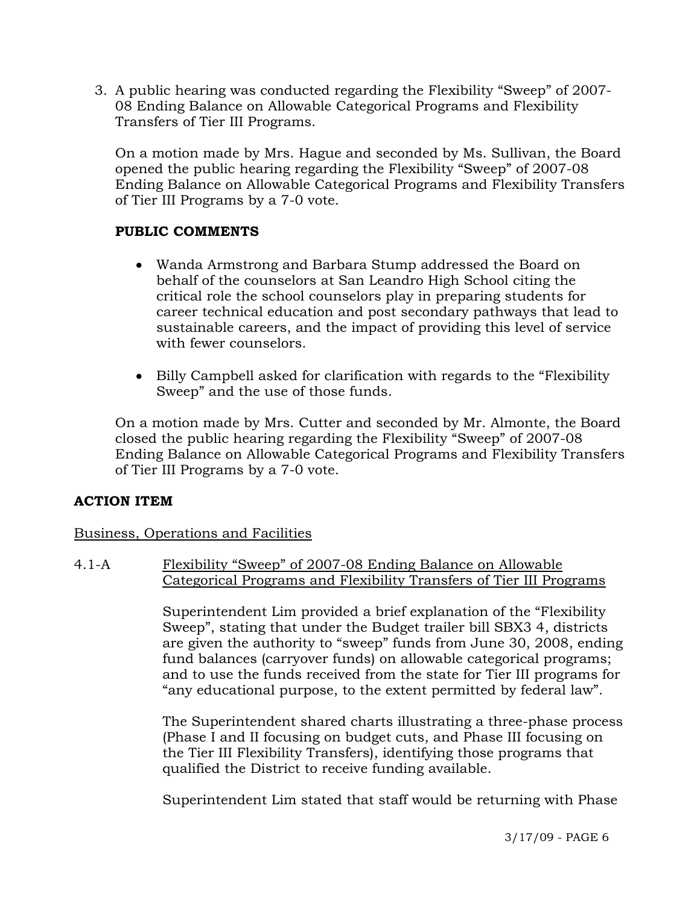3. A public hearing was conducted regarding the Flexibility "Sweep" of 2007-08 Ending Balance on Allowable Categorical Programs and Flexibility Transfers of Tier III Programs.

   On a motion made by Mrs. Hague and seconded by Ms. Sullivan, the Board opened the public hearing regarding the Flexibility "Sweep" of 2007-08 Ending Balance on Allowable Categorical Programs and Flexibility Transfers of Tier III Programs by a 7-0 vote.

   **PUBLIC COMMENTS**

   - Wanda Armstrong and Barbara Stump addressed the Board on behalf of the counselors at San Leandro High School citing the critical role the school counselors play in preparing students for career technical education and post secondary pathways that lead to sustainable careers, and the impact of providing this level of service with fewer counselors.

   - Billy Campbell asked for clarification with regards to the "Flexibility Sweep" and the use of those funds.

   On a motion made by Mrs. Cutter and seconded by Mr. Almonte, the Board closed the public hearing regarding the Flexibility "Sweep" of 2007-08 Ending Balance on Allowable Categorical Programs and Flexibility Transfers of Tier III Programs by a 7-0 vote.

## ACTION ITEM

Business, Operations and Facilities

4.1-A Flexibility "Sweep" of 2007-08 Ending Balance on Allowable Categorical Programs and Flexibility Transfers of Tier III Programs

Superintendent Lim provided a brief explanation of the "Flexibility Sweep", stating that under the Budget trailer bill SBX3 4, districts are given the authority to "sweep" funds from June 30, 2008, ending fund balances (carryover funds) on allowable categorical programs; and to use the funds received from the state for Tier III programs for "any educational purpose, to the extent permitted by federal law".

The Superintendent shared charts illustrating a three-phase process (Phase I and II focusing on budget cuts, and Phase III focusing on the Tier III Flexibility Transfers), identifying those programs that qualified the District to receive funding available.

Superintendent Lim stated that staff would be returning with Phase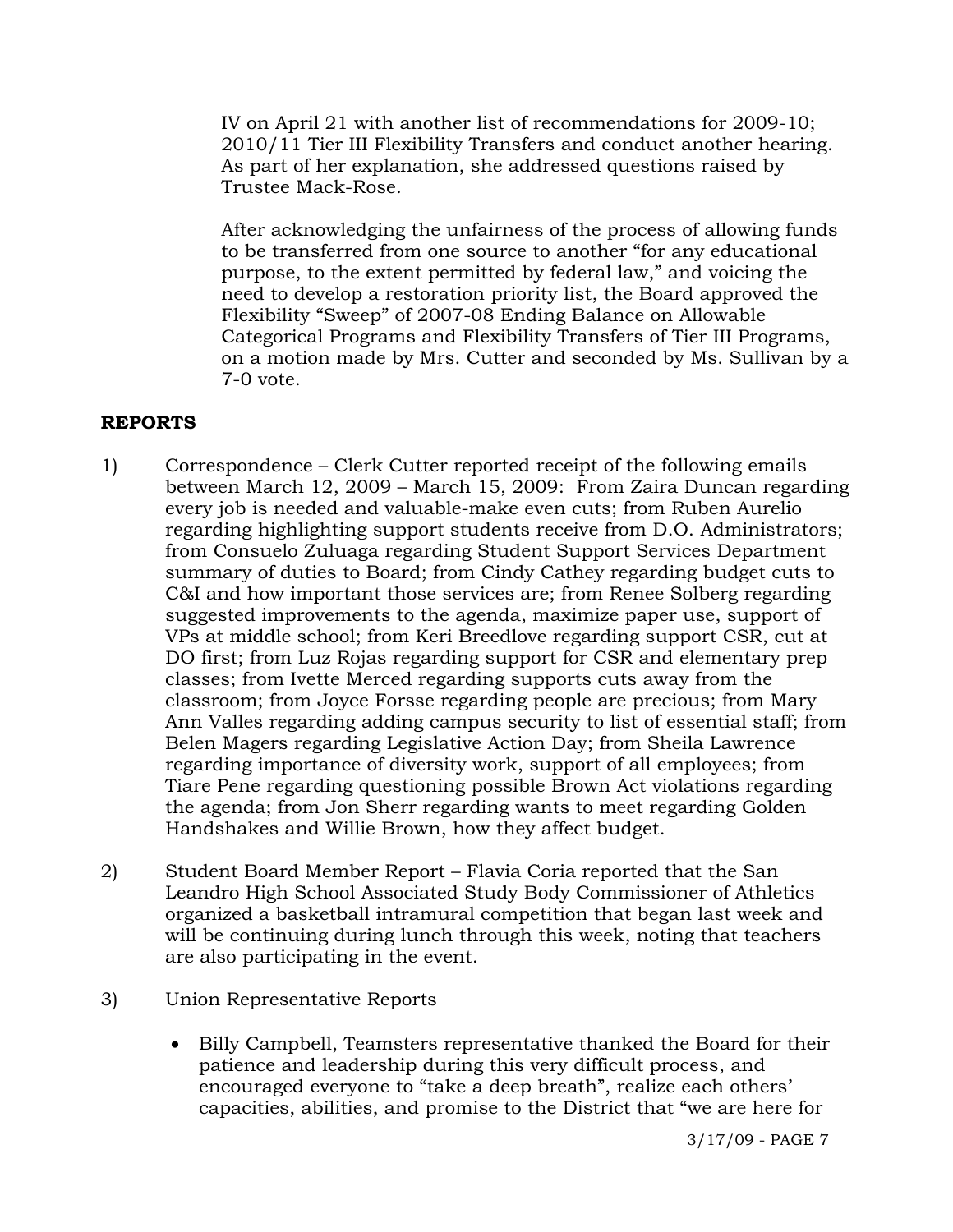IV on April 21 with another list of recommendations for 2009-10; 2010/11 Tier III Flexibility Transfers and conduct another hearing. As part of her explanation, she addressed questions raised by Trustee Mack-Rose.

After acknowledging the unfairness of the process of allowing funds to be transferred from one source to another "for any educational purpose, to the extent permitted by federal law," and voicing the need to develop a restoration priority list, the Board approved the Flexibility "Sweep" of 2007-08 Ending Balance on Allowable Categorical Programs and Flexibility Transfers of Tier III Programs, on a motion made by Mrs. Cutter and seconded by Ms. Sullivan by a 7-0 vote.

## REPORTS

1) Correspondence – Clerk Cutter reported receipt of the following emails between March 12, 2009 – March 15, 2009: From Zaira Duncan regarding every job is needed and valuable-make even cuts; from Ruben Aurelio regarding highlighting support students receive from D.O. Administrators; from Consuelo Zuluaga regarding Student Support Services Department summary of duties to Board; from Cindy Cathey regarding budget cuts to C&I and how important those services are; from Renee Solberg regarding suggested improvements to the agenda, maximize paper use, support of VPs at middle school; from Keri Breedlove regarding support CSR, cut at DO first; from Luz Rojas regarding support for CSR and elementary prep classes; from Ivette Merced regarding supports cuts away from the classroom; from Joyce Forsse regarding people are precious; from Mary Ann Valles regarding adding campus security to list of essential staff; from Belen Magers regarding Legislative Action Day; from Sheila Lawrence regarding importance of diversity work, support of all employees; from Tiare Pene regarding questioning possible Brown Act violations regarding the agenda; from Jon Sherr regarding wants to meet regarding Golden Handshakes and Willie Brown, how they affect budget.

2) Student Board Member Report – Flavia Coria reported that the San Leandro High School Associated Study Body Commissioner of Athletics organized a basketball intramural competition that began last week and will be continuing during lunch through this week, noting that teachers are also participating in the event.

3) Union Representative Reports

   - Billy Campbell, Teamsters representative thanked the Board for their patience and leadership during this very difficult process, and encouraged everyone to "take a deep breath", realize each others' capacities, abilities, and promise to the District that "we are here for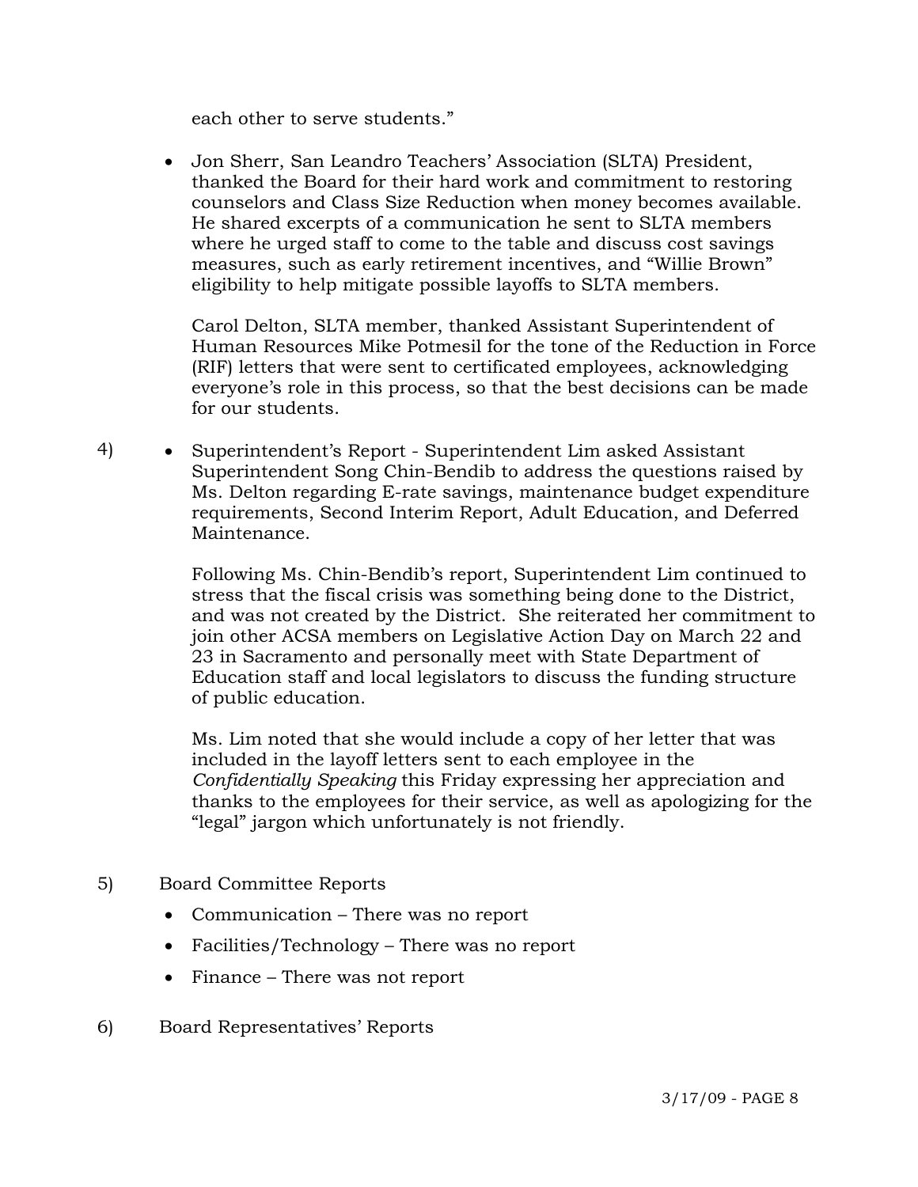each other to serve students."

- Jon Sherr, San Leandro Teachers' Association (SLTA) President, thanked the Board for their hard work and commitment to restoring counselors and Class Size Reduction when money becomes available. He shared excerpts of a communication he sent to SLTA members where he urged staff to come to the table and discuss cost savings measures, such as early retirement incentives, and "Willie Brown" eligibility to help mitigate possible layoffs to SLTA members.

  Carol Delton, SLTA member, thanked Assistant Superintendent of Human Resources Mike Potmesil for the tone of the Reduction in Force (RIF) letters that were sent to certificated employees, acknowledging everyone's role in this process, so that the best decisions can be made for our students.

4) - Superintendent's Report - Superintendent Lim asked Assistant Superintendent Song Chin-Bendib to address the questions raised by Ms. Delton regarding E-rate savings, maintenance budget expenditure requirements, Second Interim Report, Adult Education, and Deferred Maintenance.

  Following Ms. Chin-Bendib's report, Superintendent Lim continued to stress that the fiscal crisis was something being done to the District, and was not created by the District. She reiterated her commitment to join other ACSA members on Legislative Action Day on March 22 and 23 in Sacramento and personally meet with State Department of Education staff and local legislators to discuss the funding structure of public education.

  Ms. Lim noted that she would include a copy of her letter that was included in the layoff letters sent to each employee in the *Confidentially Speaking* this Friday expressing her appreciation and thanks to the employees for their service, as well as apologizing for the "legal" jargon which unfortunately is not friendly.

5) Board Committee Reports

- Communication – There was no report
- Facilities/Technology – There was no report
- Finance – There was not report

6) Board Representatives' Reports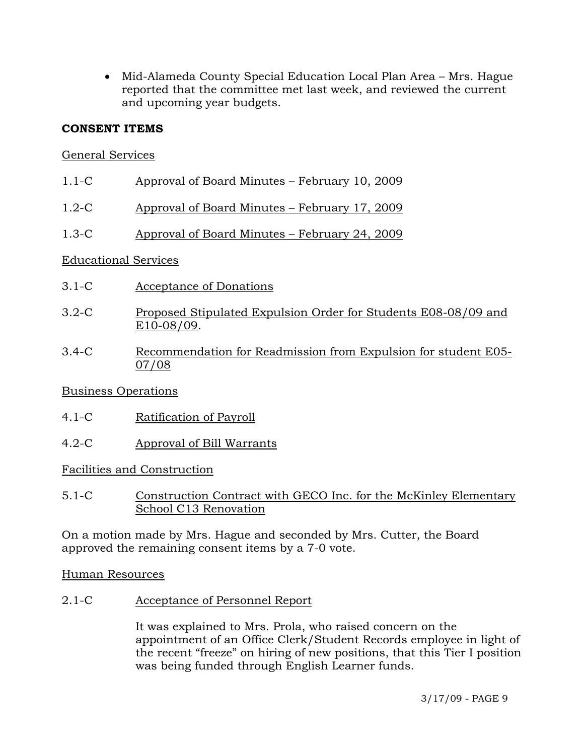- Mid-Alameda County Special Education Local Plan Area – Mrs. Hague reported that the committee met last week, and reviewed the current and upcoming year budgets.

**CONSENT ITEMS**

General Services

1.1-C Approval of Board Minutes – February 10, 2009

1.2-C Approval of Board Minutes – February 17, 2009

1.3-C Approval of Board Minutes – February 24, 2009

Educational Services

3.1-C Acceptance of Donations

3.2-C Proposed Stipulated Expulsion Order for Students E08-08/09 and E10-08/09.

3.4-C Recommendation for Readmission from Expulsion for student E05-07/08

Business Operations

4.1-C Ratification of Payroll

4.2-C Approval of Bill Warrants

Facilities and Construction

5.1-C Construction Contract with GECO Inc. for the McKinley Elementary School C13 Renovation

On a motion made by Mrs. Hague and seconded by Mrs. Cutter, the Board approved the remaining consent items by a 7-0 vote.

Human Resources

2.1-C Acceptance of Personnel Report

It was explained to Mrs. Prola, who raised concern on the appointment of an Office Clerk/Student Records employee in light of the recent "freeze" on hiring of new positions, that this Tier I position was being funded through English Learner funds.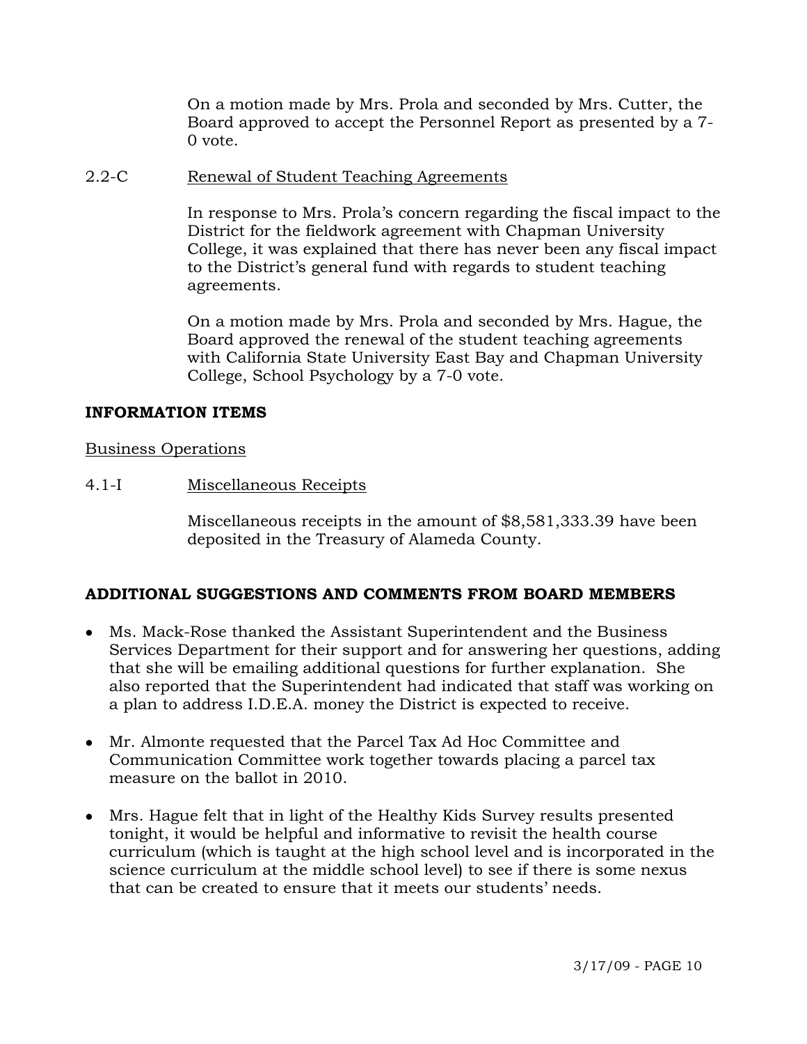On a motion made by Mrs. Prola and seconded by Mrs. Cutter, the Board approved to accept the Personnel Report as presented by a 7-0 vote.

2.2-C Renewal of Student Teaching Agreements

In response to Mrs. Prola's concern regarding the fiscal impact to the District for the fieldwork agreement with Chapman University College, it was explained that there has never been any fiscal impact to the District's general fund with regards to student teaching agreements.

On a motion made by Mrs. Prola and seconded by Mrs. Hague, the Board approved the renewal of the student teaching agreements with California State University East Bay and Chapman University College, School Psychology by a 7-0 vote.

**INFORMATION ITEMS**

Business Operations

4.1-I Miscellaneous Receipts

Miscellaneous receipts in the amount of $8,581,333.39 have been deposited in the Treasury of Alameda County.

**ADDITIONAL SUGGESTIONS AND COMMENTS FROM BOARD MEMBERS**

- Ms. Mack-Rose thanked the Assistant Superintendent and the Business Services Department for their support and for answering her questions, adding that she will be emailing additional questions for further explanation. She also reported that the Superintendent had indicated that staff was working on a plan to address I.D.E.A. money the District is expected to receive.

- Mr. Almonte requested that the Parcel Tax Ad Hoc Committee and Communication Committee work together towards placing a parcel tax measure on the ballot in 2010.

- Mrs. Hague felt that in light of the Healthy Kids Survey results presented tonight, it would be helpful and informative to revisit the health course curriculum (which is taught at the high school level and is incorporated in the science curriculum at the middle school level) to see if there is some nexus that can be created to ensure that it meets our students' needs.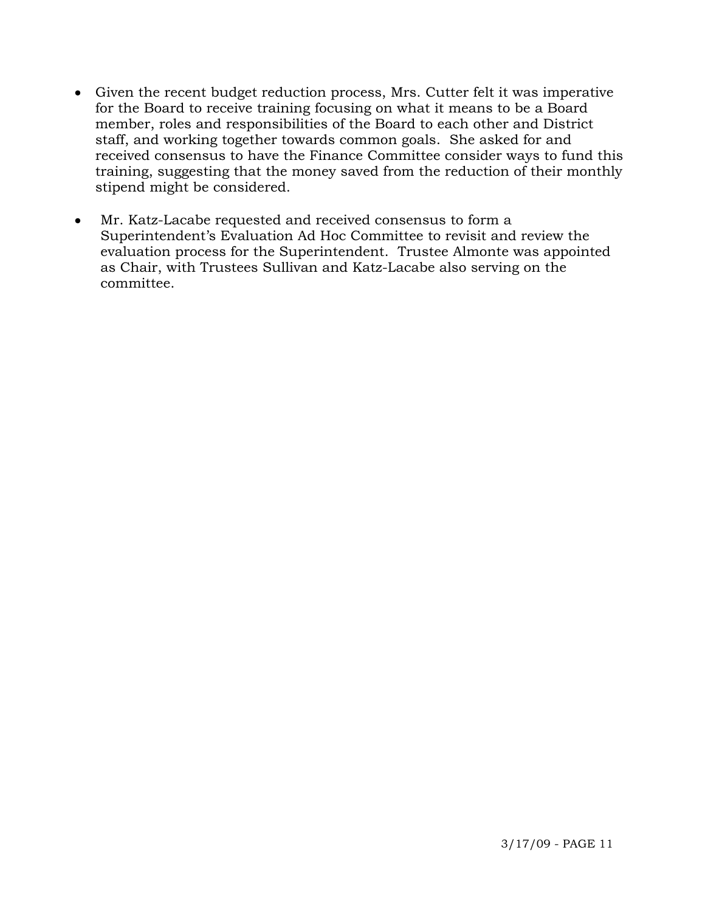- Given the recent budget reduction process, Mrs. Cutter felt it was imperative for the Board to receive training focusing on what it means to be a Board member, roles and responsibilities of the Board to each other and District staff, and working together towards common goals. She asked for and received consensus to have the Finance Committee consider ways to fund this training, suggesting that the money saved from the reduction of their monthly stipend might be considered.

- Mr. Katz-Lacabe requested and received consensus to form a Superintendent's Evaluation Ad Hoc Committee to revisit and review the evaluation process for the Superintendent. Trustee Almonte was appointed as Chair, with Trustees Sullivan and Katz-Lacabe also serving on the committee.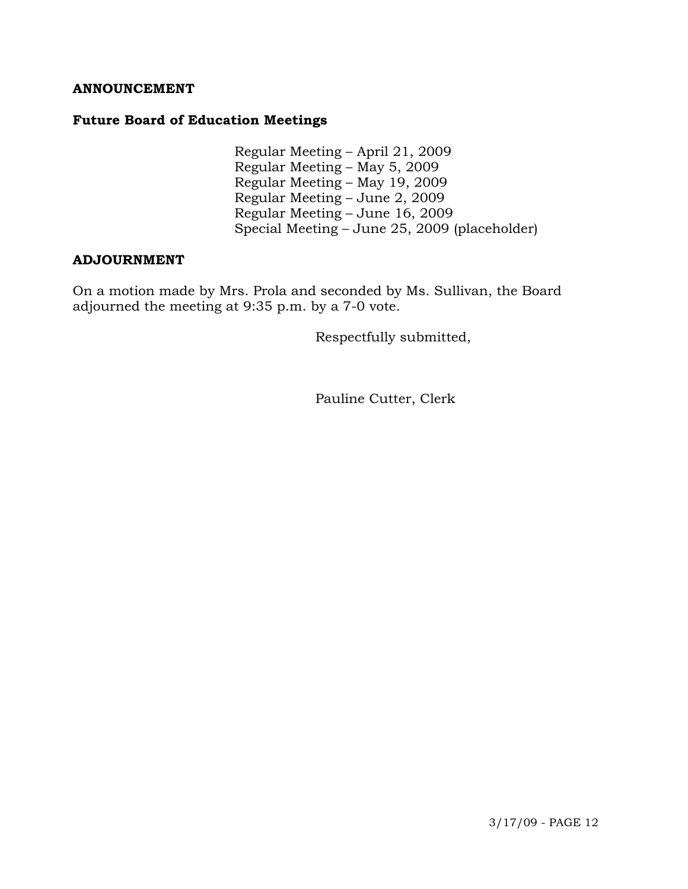**ANNOUNCEMENT**

**Future Board of Education Meetings**

Regular Meeting – April 21, 2009
Regular Meeting – May 5, 2009
Regular Meeting – May 19, 2009
Regular Meeting – June 2, 2009
Regular Meeting – June 16, 2009
Special Meeting – June 25, 2009 (placeholder)

**ADJOURNMENT**

On a motion made by Mrs. Prola and seconded by Ms. Sullivan, the Board adjourned the meeting at 9:35 p.m. by a 7-0 vote.

Respectfully submitted,

Pauline Cutter, Clerk